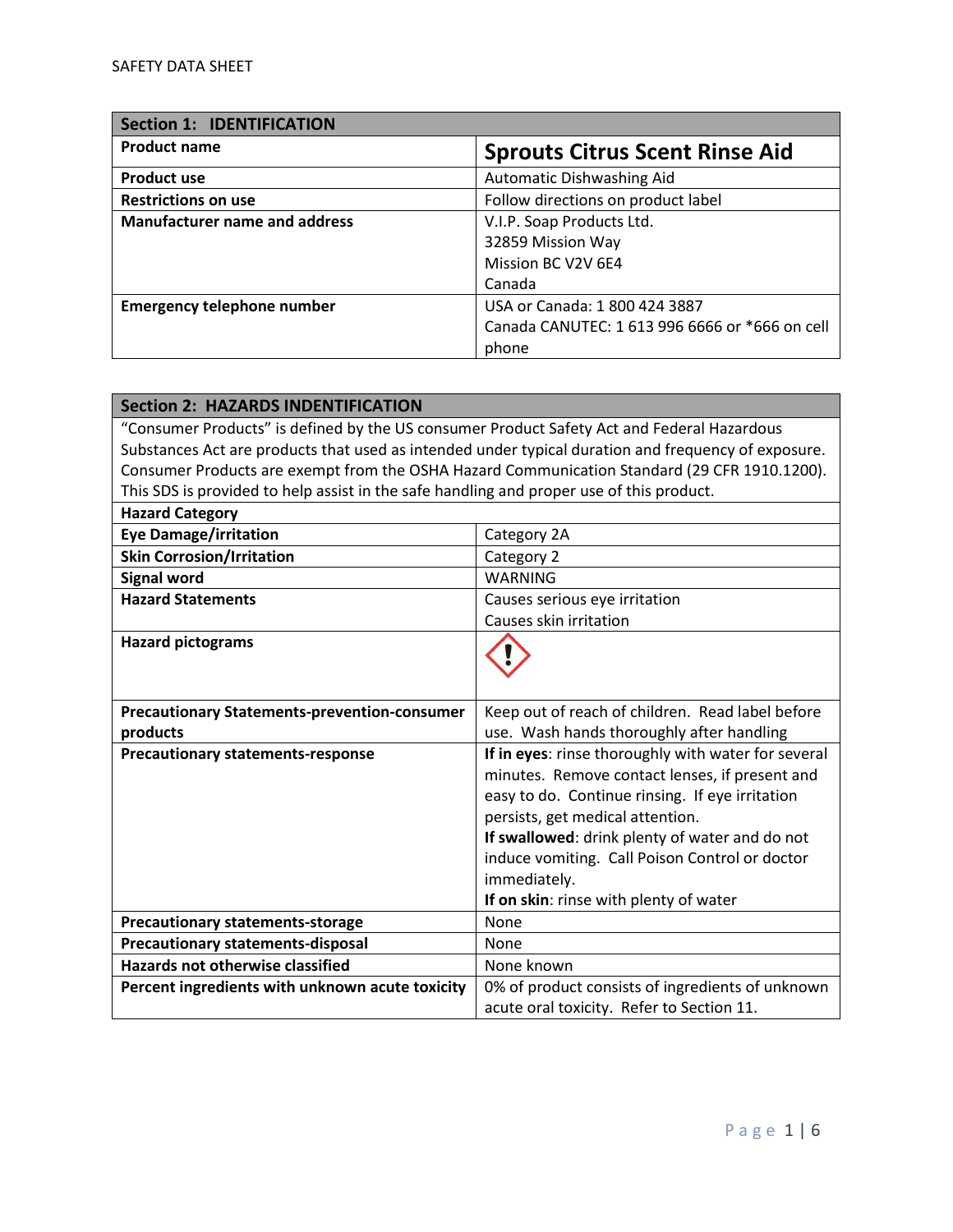SAFETY DATA SHEET

| Section 1: IDENTIFICATION | |
|---|---|
| **Product name** | **Sprouts Citrus Scent Rinse Aid** |
| **Product use** | Automatic Dishwashing Aid |
| **Restrictions on use** | Follow directions on product label |
| **Manufacturer name and address** | V.I.P. Soap Products Ltd.<br>32859 Mission Way<br>Mission BC V2V 6E4<br>Canada |
| **Emergency telephone number** | USA or Canada: 1 800 424 3887<br>Canada CANUTEC: 1 613 996 6666 or *666 on cell phone |

| Section 2: HAZARDS INDENTIFICATION | |
|---|---|
| "Consumer Products" is defined by the US consumer Product Safety Act and Federal Hazardous Substances Act are products that used as intended under typical duration and frequency of exposure. Consumer Products are exempt from the OSHA Hazard Communication Standard (29 CFR 1910.1200). This SDS is provided to help assist in the safe handling and proper use of this product. | |
| **Hazard Category** | |
| **Eye Damage/irritation** | Category 2A |
| **Skin Corrosion/Irritation** | Category 2 |
| **Signal word** | WARNING |
| **Hazard Statements** | Causes serious eye irritation<br>Causes skin irritation |
| **Hazard pictograms** | |
| **Precautionary Statements-prevention-consumer products** | Keep out of reach of children. Read label before use. Wash hands thoroughly after handling |
| **Precautionary statements-response** | **If in eyes**: rinse thoroughly with water for several minutes. Remove contact lenses, if present and easy to do. Continue rinsing. If eye irritation persists, get medical attention.<br>**If swallowed**: drink plenty of water and do not induce vomiting. Call Poison Control or doctor immediately.<br>**If on skin**: rinse with plenty of water |
| **Precautionary statements-storage** | None |
| **Precautionary statements-disposal** | None |
| **Hazards not otherwise classified** | None known |
| **Percent ingredients with unknown acute toxicity** | 0% of product consists of ingredients of unknown acute oral toxicity. Refer to Section 11. |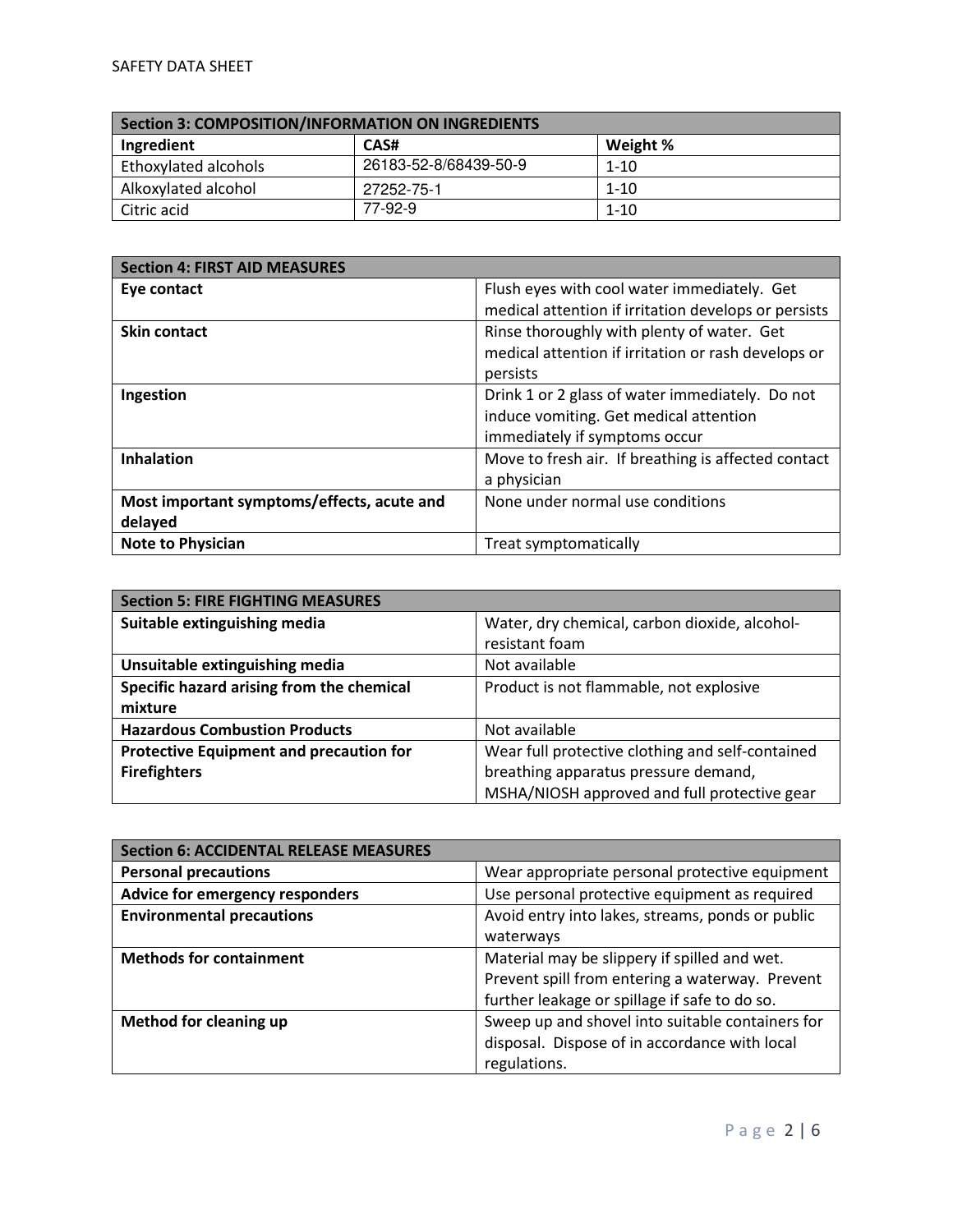| Section 3: COMPOSITION/INFORMATION ON INGREDIENTS | | |
|---|---|---|
| **Ingredient** | **CAS#** | **Weight %** |
| Ethoxylated alcohols | 26183-52-8/68439-50-9 | 1-10 |
| Alkoxylated alcohol | 27252-75-1 | 1-10 |
| Citric acid | 77-92-9 | 1-10 |

| Section 4: FIRST AID MEASURES | |
|---|---|
| **Eye contact** | Flush eyes with cool water immediately. Get medical attention if irritation develops or persists |
| **Skin contact** | Rinse thoroughly with plenty of water. Get medical attention if irritation or rash develops or persists |
| **Ingestion** | Drink 1 or 2 glass of water immediately. Do not induce vomiting. Get medical attention immediately if symptoms occur |
| **Inhalation** | Move to fresh air. If breathing is affected contact a physician |
| **Most important symptoms/effects, acute and delayed** | None under normal use conditions |
| **Note to Physician** | Treat symptomatically |

| Section 5: FIRE FIGHTING MEASURES | |
|---|---|
| **Suitable extinguishing media** | Water, dry chemical, carbon dioxide, alcohol-resistant foam |
| **Unsuitable extinguishing media** | Not available |
| **Specific hazard arising from the chemical mixture** | Product is not flammable, not explosive |
| **Hazardous Combustion Products** | Not available |
| **Protective Equipment and precaution for Firefighters** | Wear full protective clothing and self-contained breathing apparatus pressure demand, MSHA/NIOSH approved and full protective gear |

| Section 6: ACCIDENTAL RELEASE MEASURES | |
|---|---|
| **Personal precautions** | Wear appropriate personal protective equipment |
| **Advice for emergency responders** | Use personal protective equipment as required |
| **Environmental precautions** | Avoid entry into lakes, streams, ponds or public waterways |
| **Methods for containment** | Material may be slippery if spilled and wet. Prevent spill from entering a waterway. Prevent further leakage or spillage if safe to do so. |
| **Method for cleaning up** | Sweep up and shovel into suitable containers for disposal. Dispose of in accordance with local regulations. |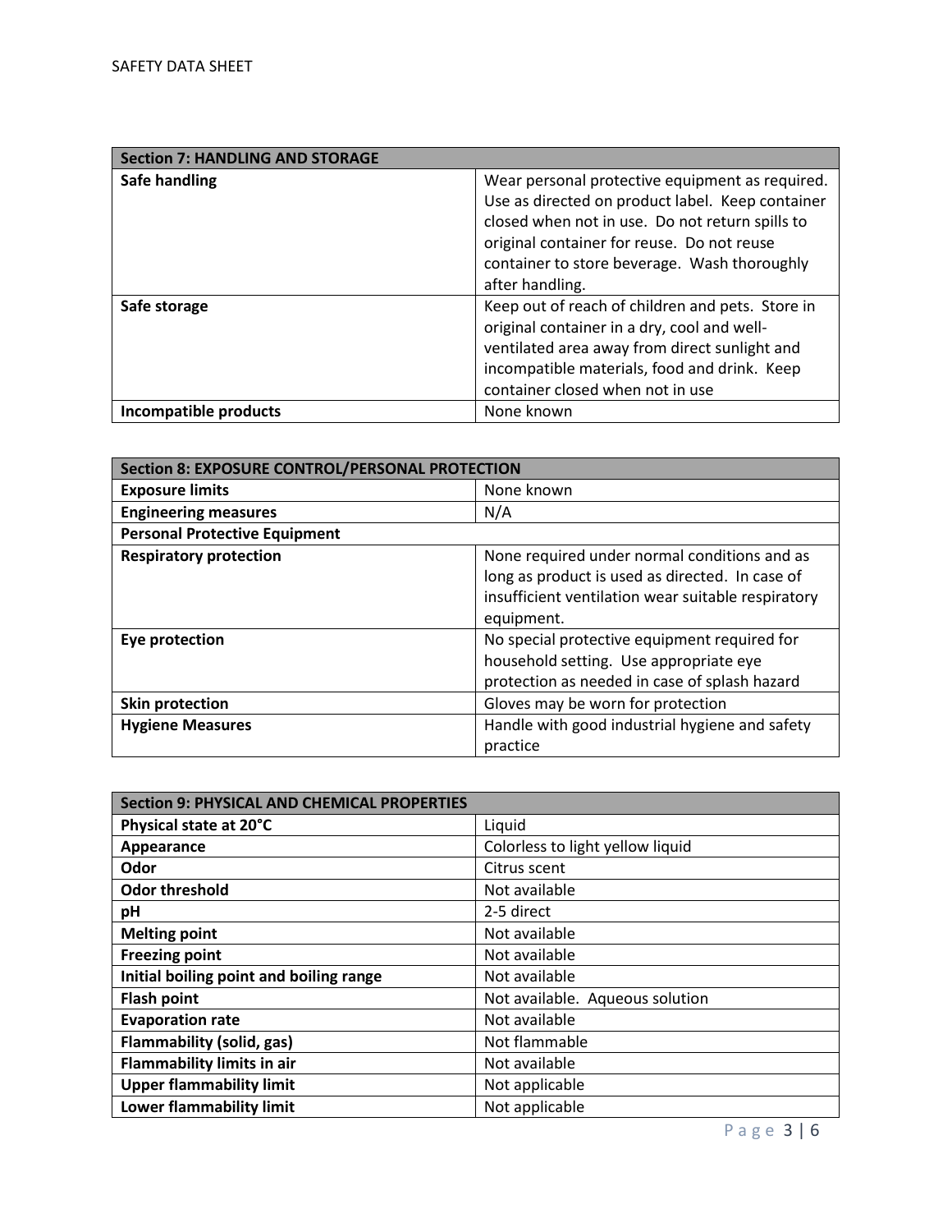| Section 7: HANDLING AND STORAGE | |
|---|---|
| **Safe handling** | Wear personal protective equipment as required. Use as directed on product label. Keep container closed when not in use. Do not return spills to original container for reuse. Do not reuse container to store beverage. Wash thoroughly after handling. |
| **Safe storage** | Keep out of reach of children and pets. Store in original container in a dry, cool and well-ventilated area away from direct sunlight and incompatible materials, food and drink. Keep container closed when not in use |
| **Incompatible products** | None known |

| Section 8: EXPOSURE CONTROL/PERSONAL PROTECTION | |
|---|---|
| **Exposure limits** | None known |
| **Engineering measures** | N/A |
| **Personal Protective Equipment** | |
| **Respiratory protection** | None required under normal conditions and as long as product is used as directed. In case of insufficient ventilation wear suitable respiratory equipment. |
| **Eye protection** | No special protective equipment required for household setting. Use appropriate eye protection as needed in case of splash hazard |
| **Skin protection** | Gloves may be worn for protection |
| **Hygiene Measures** | Handle with good industrial hygiene and safety practice |

| Section 9: PHYSICAL AND CHEMICAL PROPERTIES | |
|---|---|
| **Physical state at 20°C** | Liquid |
| **Appearance** | Colorless to light yellow liquid |
| **Odor** | Citrus scent |
| **Odor threshold** | Not available |
| **pH** | 2-5 direct |
| **Melting point** | Not available |
| **Freezing point** | Not available |
| **Initial boiling point and boiling range** | Not available |
| **Flash point** | Not available. Aqueous solution |
| **Evaporation rate** | Not available |
| **Flammability (solid, gas)** | Not flammable |
| **Flammability limits in air** | Not available |
| **Upper flammability limit** | Not applicable |
| **Lower flammability limit** | Not applicable |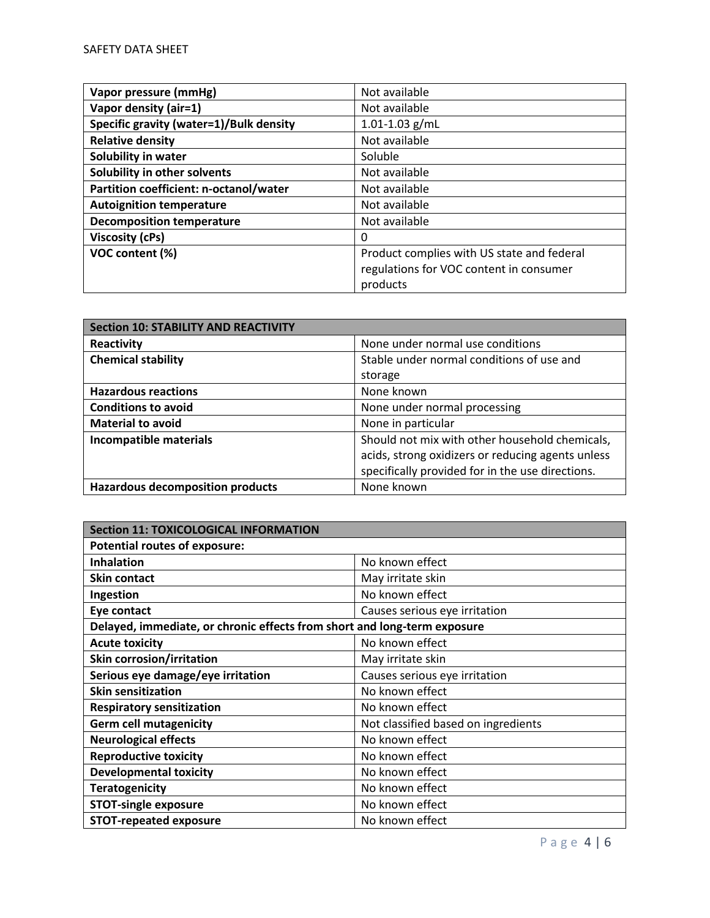| Vapor pressure (mmHg) | Not available |
|---|---|
| **Vapor density (air=1)** | Not available |
| **Specific gravity (water=1)/Bulk density** | 1.01-1.03 g/mL |
| **Relative density** | Not available |
| **Solubility in water** | Soluble |
| **Solubility in other solvents** | Not available |
| **Partition coefficient: n-octanol/water** | Not available |
| **Autoignition temperature** | Not available |
| **Decomposition temperature** | Not available |
| **Viscosity (cPs)** | 0 |
| **VOC content (%)** | Product complies with US state and federal regulations for VOC content in consumer products |

| **Section 10: STABILITY AND REACTIVITY** | |
|---|---|
| **Reactivity** | None under normal use conditions |
| **Chemical stability** | Stable under normal conditions of use and storage |
| **Hazardous reactions** | None known |
| **Conditions to avoid** | None under normal processing |
| **Material to avoid** | None in particular |
| **Incompatible materials** | Should not mix with other household chemicals, acids, strong oxidizers or reducing agents unless specifically provided for in the use directions. |
| **Hazardous decomposition products** | None known |

| **Section 11: TOXICOLOGICAL INFORMATION** | |
|---|---|
| **Potential routes of exposure:** | |
| **Inhalation** | No known effect |
| **Skin contact** | May irritate skin |
| **Ingestion** | No known effect |
| **Eye contact** | Causes serious eye irritation |
| **Delayed, immediate, or chronic effects from short and long-term exposure** | |
| **Acute toxicity** | No known effect |
| **Skin corrosion/irritation** | May irritate skin |
| **Serious eye damage/eye irritation** | Causes serious eye irritation |
| **Skin sensitization** | No known effect |
| **Respiratory sensitization** | No known effect |
| **Germ cell mutagenicity** | Not classified based on ingredients |
| **Neurological effects** | No known effect |
| **Reproductive toxicity** | No known effect |
| **Developmental toxicity** | No known effect |
| **Teratogenicity** | No known effect |
| **STOT-single exposure** | No known effect |
| **STOT-repeated exposure** | No known effect |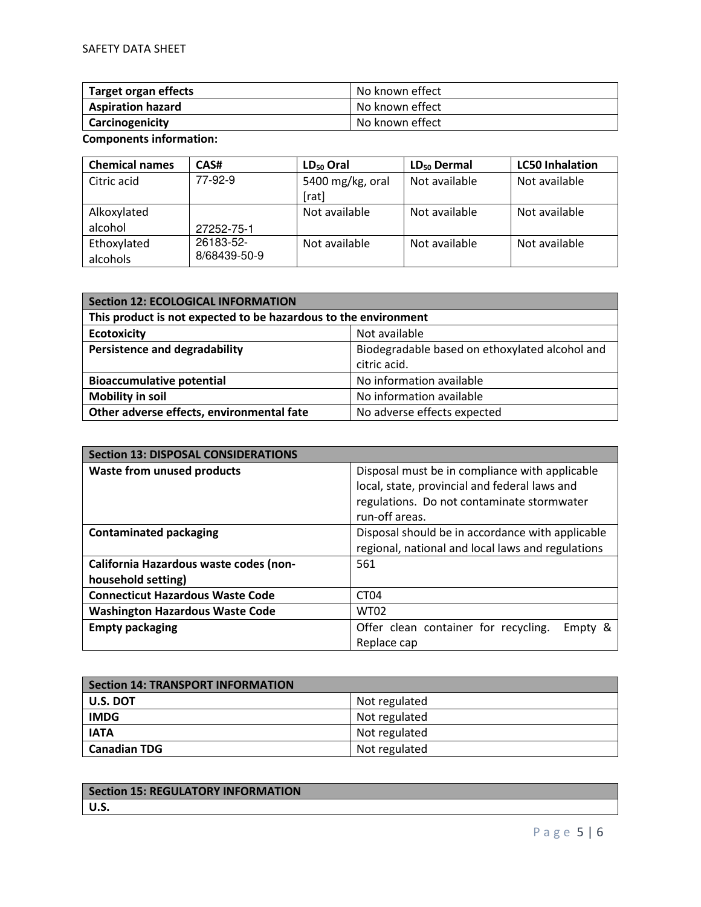| **Target organ effects** | No known effect |
|---|---|
| **Aspiration hazard** | No known effect |
| **Carcinogenicity** | No known effect |

**Components information:**

| Chemical names | CAS# | $LD_{50}$ Oral | $LD_{50}$ Dermal | LC50 Inhalation |
|---|---|---|---|---|
| Citric acid | 77-92-9 | 5400 mg/kg, oral [rat] | Not available | Not available |
| Alkoxylated alcohol | 27252-75-1 | Not available | Not available | Not available |
| Ethoxylated alcohols | 26183-52-8/68439-50-9 | Not available | Not available | Not available |

| **Section 12: ECOLOGICAL INFORMATION** | |
|---|---|
| **This product is not expected to be hazardous to the environment** | |
| **Ecotoxicity** | Not available |
| **Persistence and degradability** | Biodegradable based on ethoxylated alcohol and citric acid. |
| **Bioaccumulative potential** | No information available |
| **Mobility in soil** | No information available |
| **Other adverse effects, environmental fate** | No adverse effects expected |

| **Section 13: DISPOSAL CONSIDERATIONS** | |
|---|---|
| **Waste from unused products** | Disposal must be in compliance with applicable local, state, provincial and federal laws and regulations. Do not contaminate stormwater run-off areas. |
| **Contaminated packaging** | Disposal should be in accordance with applicable regional, national and local laws and regulations |
| **California Hazardous waste codes (non-household setting)** | 561 |
| **Connecticut Hazardous Waste Code** | CT04 |
| **Washington Hazardous Waste Code** | WT02 |
| **Empty packaging** | Offer clean container for recycling. Empty & Replace cap |

| **Section 14: TRANSPORT INFORMATION** | |
|---|---|
| **U.S. DOT** | Not regulated |
| **IMDG** | Not regulated |
| **IATA** | Not regulated |
| **Canadian TDG** | Not regulated |

| **Section 15: REGULATORY INFORMATION** |
|---|
| **U.S.** |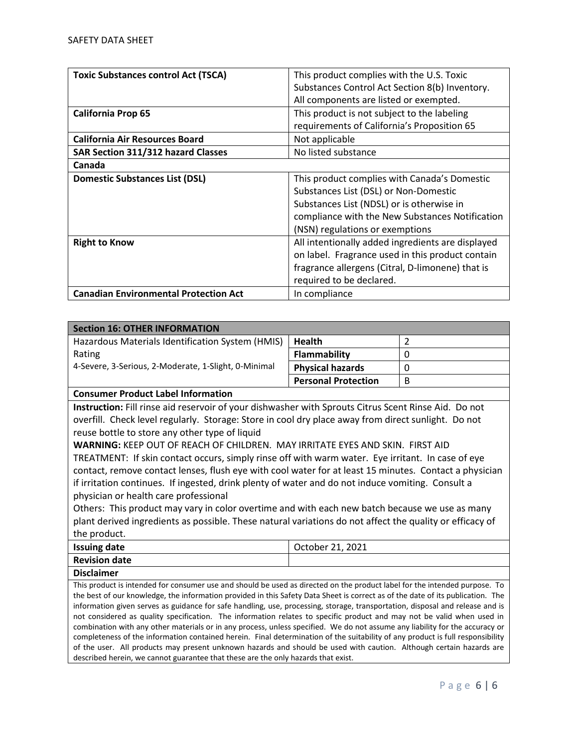| | |
|---|---|
| **Toxic Substances control Act (TSCA)** | This product complies with the U.S. Toxic Substances Control Act Section 8(b) Inventory. All components are listed or exempted. |
| **California Prop 65** | This product is not subject to the labeling requirements of California's Proposition 65 |
| **California Air Resources Board** | Not applicable |
| **SAR Section 311/312 hazard Classes** | No listed substance |
| **Canada** | |
| **Domestic Substances List (DSL)** | This product complies with Canada's Domestic Substances List (DSL) or Non-Domestic Substances List (NDSL) or is otherwise in compliance with the New Substances Notification (NSN) regulations or exemptions |
| **Right to Know** | All intentionally added ingredients are displayed on label. Fragrance used in this product contain fragrance allergens (Citral, D-limonene) that is required to be declared. |
| **Canadian Environmental Protection Act** | In compliance |

## Section 16: OTHER INFORMATION

| | | |
|---|---|---|
| Hazardous Materials Identification System (HMIS) Rating<br>4-Severe, 3-Serious, 2-Moderate, 1-Slight, 0-Minimal | **Health** | 2 |
| | **Flammability** | 0 |
| | **Physical hazards** | 0 |
| | **Personal Protection** | B |

**Consumer Product Label Information**

**Instruction:** Fill rinse aid reservoir of your dishwasher with Sprouts Citrus Scent Rinse Aid. Do not overfill. Check level regularly. Storage: Store in cool dry place away from direct sunlight. Do not reuse bottle to store any other type of liquid

**WARNING:** KEEP OUT OF REACH OF CHILDREN. MAY IRRITATE EYES AND SKIN. FIRST AID TREATMENT: If skin contact occurs, simply rinse off with warm water. Eye irritant. In case of eye contact, remove contact lenses, flush eye with cool water for at least 15 minutes. Contact a physician if irritation continues. If ingested, drink plenty of water and do not induce vomiting. Consult a physician or health care professional

Others: This product may vary in color overtime and with each new batch because we use as many plant derived ingredients as possible. These natural variations do not affect the quality or efficacy of the product.

| | |
|---|---|
| **Issuing date** | October 21, 2021 |
| **Revision date** | |

**Disclaimer**

This product is intended for consumer use and should be used as directed on the product label for the intended purpose. To the best of our knowledge, the information provided in this Safety Data Sheet is correct as of the date of its publication. The information given serves as guidance for safe handling, use, processing, storage, transportation, disposal and release and is not considered as quality specification. The information relates to specific product and may not be valid when used in combination with any other materials or in any process, unless specified. We do not assume any liability for the accuracy or completeness of the information contained herein. Final determination of the suitability of any product is full responsibility of the user. All products may present unknown hazards and should be used with caution. Although certain hazards are described herein, we cannot guarantee that these are the only hazards that exist.